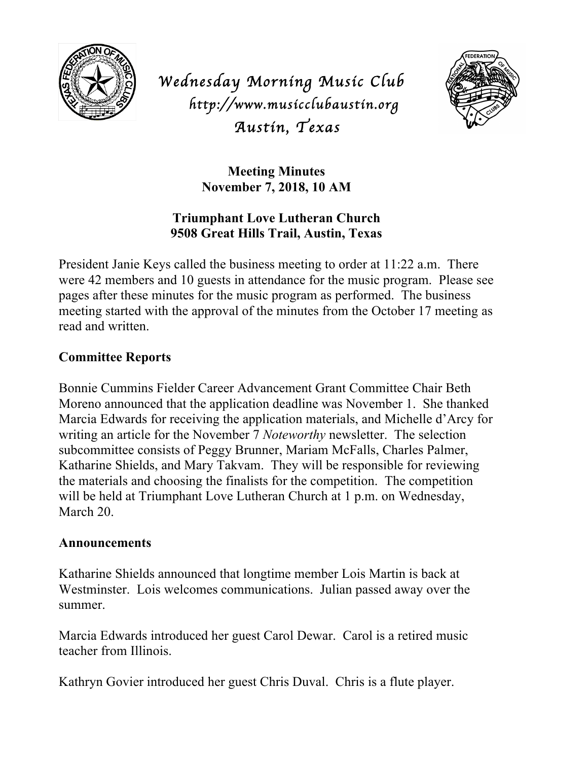# Wednesday Morning Music Club

http://www.musicclubaustin.org

Austin, Texas

**Meeting Minutes**
**November 7, 2018, 10 AM**

**Triumphant Love Lutheran Church**
**9508 Great Hills Trail, Austin, Texas**

President Janie Keys called the business meeting to order at 11:22 a.m. There were 42 members and 10 guests in attendance for the music program. Please see pages after these minutes for the music program as performed. The business meeting started with the approval of the minutes from the October 17 meeting as read and written.

## Committee Reports

Bonnie Cummins Fielder Career Advancement Grant Committee Chair Beth Moreno announced that the application deadline was November 1. She thanked Marcia Edwards for receiving the application materials, and Michelle d'Arcy for writing an article for the November 7 *Noteworthy* newsletter. The selection subcommittee consists of Peggy Brunner, Mariam McFalls, Charles Palmer, Katharine Shields, and Mary Takvam. They will be responsible for reviewing the materials and choosing the finalists for the competition. The competition will be held at Triumphant Love Lutheran Church at 1 p.m. on Wednesday, March 20.

## Announcements

Katharine Shields announced that longtime member Lois Martin is back at Westminster. Lois welcomes communications. Julian passed away over the summer.

Marcia Edwards introduced her guest Carol Dewar. Carol is a retired music teacher from Illinois.

Kathryn Govier introduced her guest Chris Duval. Chris is a flute player.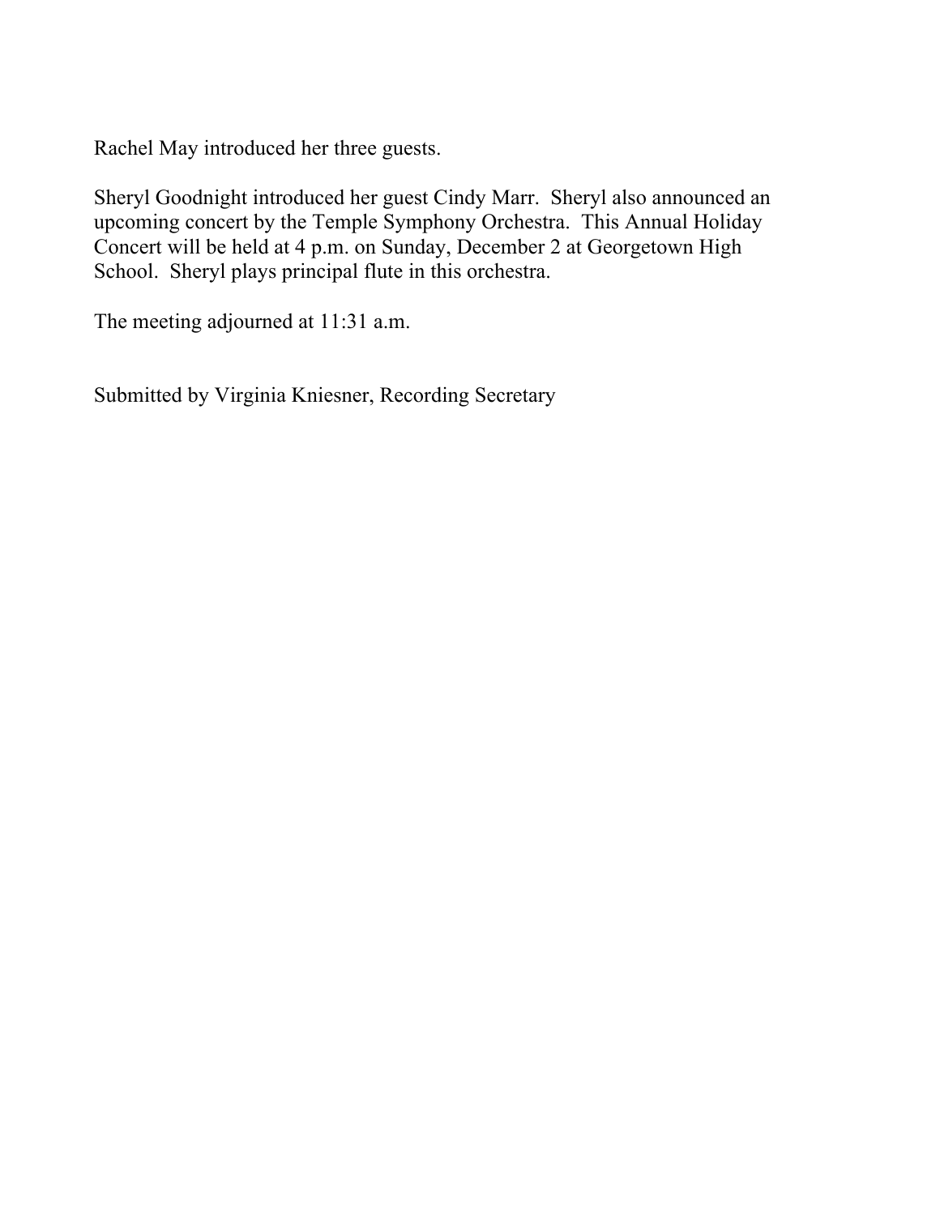Rachel May introduced her three guests.

Sheryl Goodnight introduced her guest Cindy Marr. Sheryl also announced an upcoming concert by the Temple Symphony Orchestra. This Annual Holiday Concert will be held at 4 p.m. on Sunday, December 2 at Georgetown High School. Sheryl plays principal flute in this orchestra.

The meeting adjourned at 11:31 a.m.

Submitted by Virginia Kniesner, Recording Secretary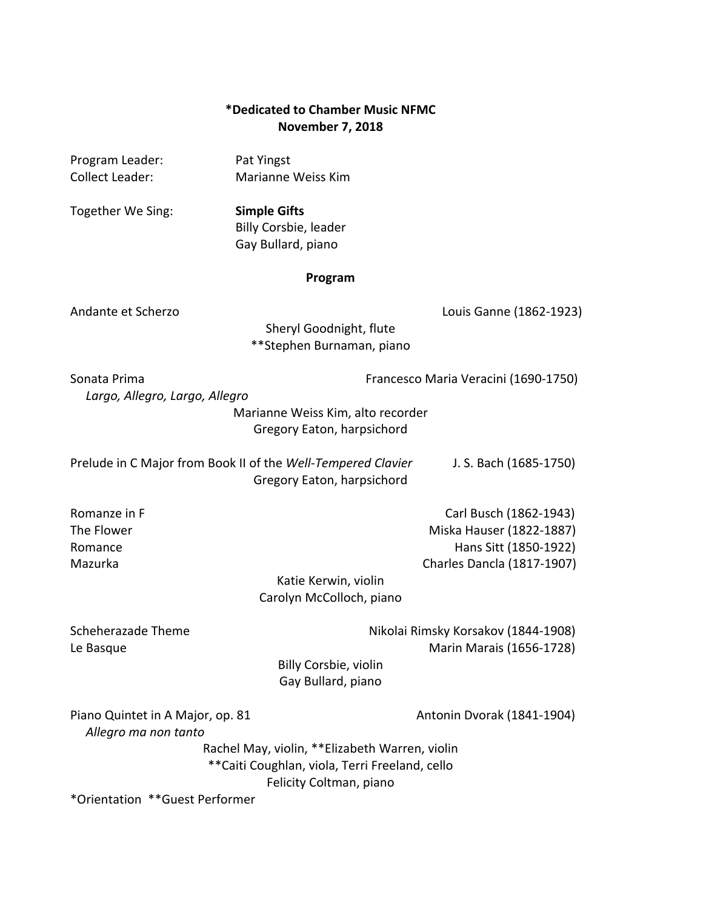**\*Dedicated to Chamber Music NFMC**
**November 7, 2018**

Program Leader: Pat Yingst
Collect Leader: Marianne Weiss Kim

Together We Sing: **Simple Gifts**
Billy Corsbie, leader
Gay Bullard, piano

**Program**

Andante et Scherzo — Louis Ganne (1862-1923)
Sheryl Goodnight, flute
\*\*Stephen Burnaman, piano

Sonata Prima — Francesco Maria Veracini (1690-1750)
*Largo, Allegro, Largo, Allegro*
Marianne Weiss Kim, alto recorder
Gregory Eaton, harpsichord

Prelude in C Major from Book II of the *Well-Tempered Clavier* — J. S. Bach (1685-1750)
Gregory Eaton, harpsichord

Romanze in F — Carl Busch (1862-1943)
The Flower — Miska Hauser (1822-1887)
Romance — Hans Sitt (1850-1922)
Mazurka — Charles Dancla (1817-1907)
Katie Kerwin, violin
Carolyn McColloch, piano

Scheherazade Theme — Nikolai Rimsky Korsakov (1844-1908)
Le Basque — Marin Marais (1656-1728)
Billy Corsbie, violin
Gay Bullard, piano

Piano Quintet in A Major, op. 81 — Antonin Dvorak (1841-1904)
*Allegro ma non tanto*
Rachel May, violin, \*\*Elizabeth Warren, violin
\*\*Caiti Coughlan, viola, Terri Freeland, cello
Felicity Coltman, piano

\*Orientation \*\*Guest Performer